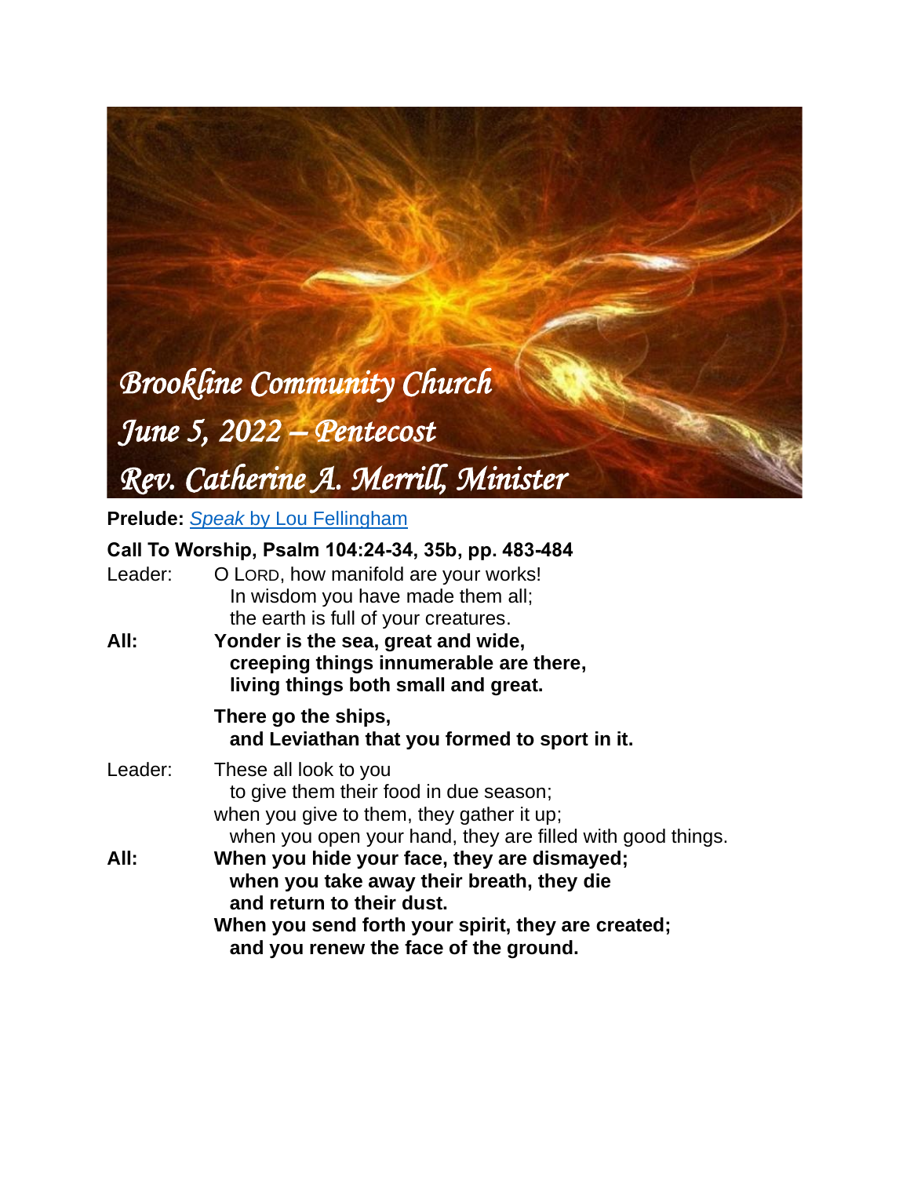# Brookline Community Church
## June 5, 2022 – Pentecost
## Rev. Catherine A. Merrill, Minister

**Prelude:** [*Speak* by Lou Fellingham]

**Call To Worship, Psalm 104:24-34, 35b, pp. 483-484**

Leader: O LORD, how manifold are your works!
  In wisdom you have made them all;
  the earth is full of your creatures.

**All: Yonder is the sea, great and wide,**
  **creeping things innumerable are there,**
  **living things both small and great.**

**There go the ships,**
  **and Leviathan that you formed to sport in it.**

Leader: These all look to you
  to give them their food in due season;
when you give to them, they gather it up;
  when you open your hand, they are filled with good things.

**All: When you hide your face, they are dismayed;**
  **when you take away their breath, they die**
  **and return to their dust.**
**When you send forth your spirit, they are created;**
  **and you renew the face of the ground.**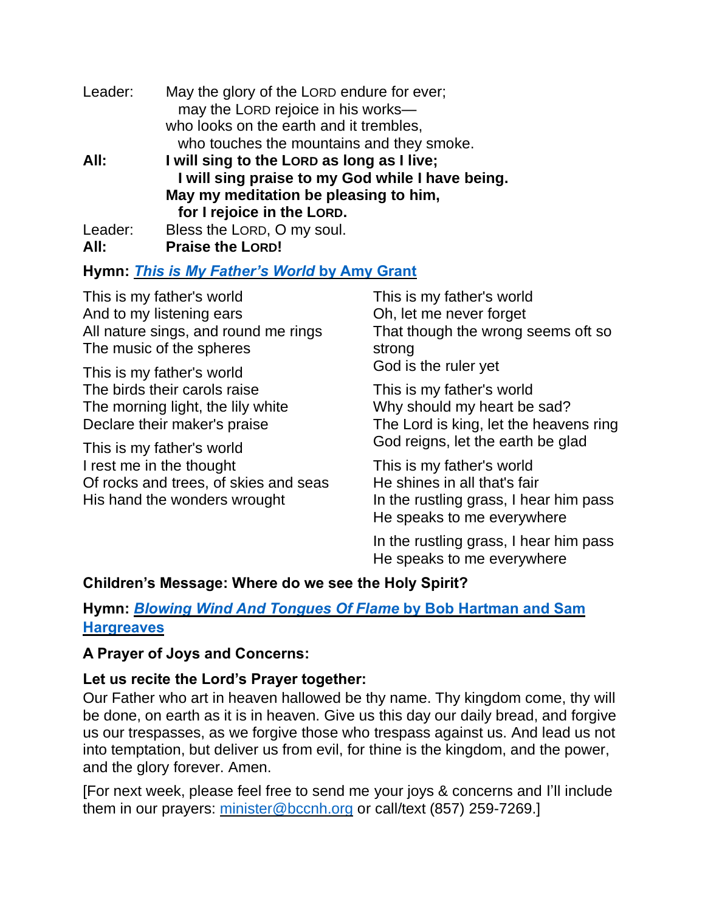Leader: May the glory of the LORD endure for ever;
  may the LORD rejoice in his works—
who looks on the earth and it trembles,
  who touches the mountains and they smoke.

**All: I will sing to the LORD as long as I live;**
  **I will sing praise to my God while I have being.**
**May my meditation be pleasing to him,**
  **for I rejoice in the LORD.**

Leader: Bless the LORD, O my soul.

**All: Praise the LORD!**

**Hymn: *This is My Father's World* by Amy Grant**

This is my father's world
And to my listening ears
All nature sings, and round me rings
The music of the spheres

This is my father's world
The birds their carols raise
The morning light, the lily white
Declare their maker's praise

This is my father's world
I rest me in the thought
Of rocks and trees, of skies and seas
His hand the wonders wrought

This is my father's world
Oh, let me never forget
That though the wrong seems oft so strong
God is the ruler yet

This is my father's world
Why should my heart be sad?
The Lord is king, let the heavens ring
God reigns, let the earth be glad

This is my father's world
He shines in all that's fair
In the rustling grass, I hear him pass
He speaks to me everywhere

In the rustling grass, I hear him pass
He speaks to me everywhere

**Children's Message: Where do we see the Holy Spirit?**

**Hymn: *Blowing Wind And Tongues Of Flame* by Bob Hartman and Sam Hargreaves**

**A Prayer of Joys and Concerns:**

**Let us recite the Lord's Prayer together:**

Our Father who art in heaven hallowed be thy name. Thy kingdom come, thy will be done, on earth as it is in heaven. Give us this day our daily bread, and forgive us our trespasses, as we forgive those who trespass against us. And lead us not into temptation, but deliver us from evil, for thine is the kingdom, and the power, and the glory forever. Amen.

[For next week, please feel free to send me your joys & concerns and I'll include them in our prayers: minister@bccnh.org or call/text (857) 259-7269.]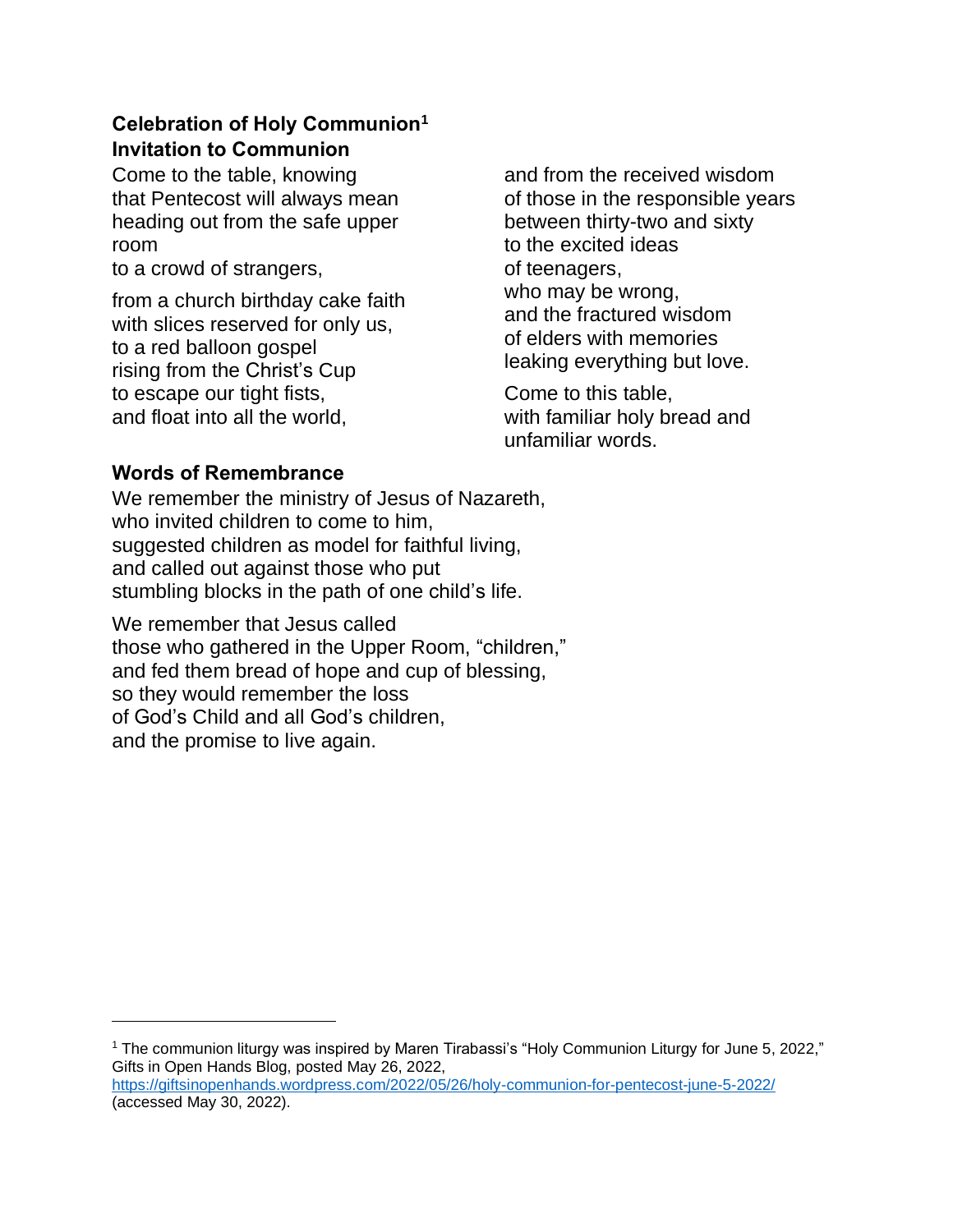**Celebration of Holy Communion**[1]

**Invitation to Communion**

Come to the table, knowing
that Pentecost will always mean
heading out from the safe upper room
to a crowd of strangers,

from a church birthday cake faith
with slices reserved for only us,
to a red balloon gospel
rising from the Christ's Cup
to escape our tight fists,
and float into all the world,

and from the received wisdom
of those in the responsible years
between thirty-two and sixty
to the excited ideas
of teenagers,
who may be wrong,
and the fractured wisdom
of elders with memories
leaking everything but love.

Come to this table,
with familiar holy bread and
unfamiliar words.

**Words of Remembrance**

We remember the ministry of Jesus of Nazareth,
who invited children to come to him,
suggested children as model for faithful living,
and called out against those who put
stumbling blocks in the path of one child's life.

We remember that Jesus called
those who gathered in the Upper Room, "children,"
and fed them bread of hope and cup of blessing,
so they would remember the loss
of God's Child and all God's children,
and the promise to live again.

---

[1] The communion liturgy was inspired by Maren Tirabassi's "Holy Communion Liturgy for June 5, 2022," Gifts in Open Hands Blog, posted May 26, 2022, https://giftsinopenhands.wordpress.com/2022/05/26/holy-communion-for-pentecost-june-5-2022/ (accessed May 30, 2022).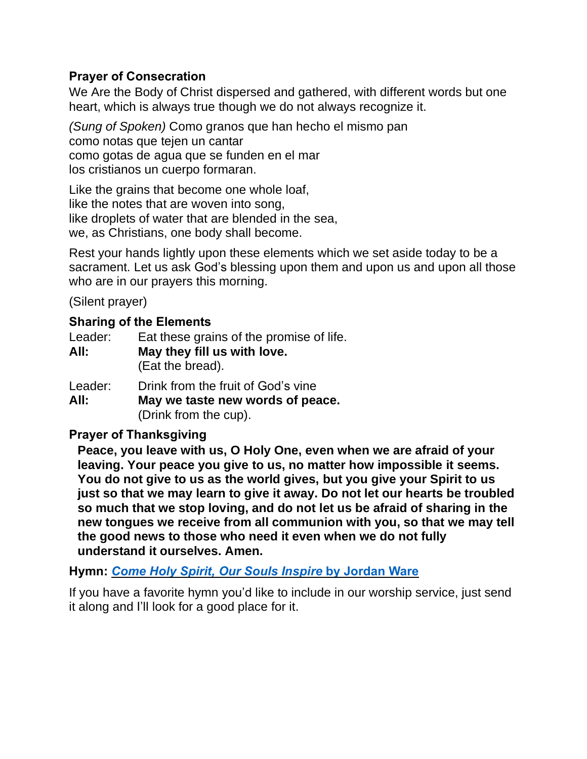**Prayer of Consecration**

We Are the Body of Christ dispersed and gathered, with different words but one heart, which is always true though we do not always recognize it.

*(Sung of Spoken)* Como granos que han hecho el mismo pan
como notas que tejen un cantar
como gotas de agua que se funden en el mar
los cristianos un cuerpo formaran.

Like the grains that become one whole loaf,
like the notes that are woven into song,
like droplets of water that are blended in the sea,
we, as Christians, one body shall become.

Rest your hands lightly upon these elements which we set aside today to be a sacrament. Let us ask God's blessing upon them and upon us and upon all those who are in our prayers this morning.

(Silent prayer)

**Sharing of the Elements**

Leader: Eat these grains of the promise of life.
**All: May they fill us with love.**
(Eat the bread).

Leader: Drink from the fruit of God's vine
**All: May we taste new words of peace.**
(Drink from the cup).

**Prayer of Thanksgiving**

**Peace, you leave with us, O Holy One, even when we are afraid of your leaving. Your peace you give to us, no matter how impossible it seems. You do not give to us as the world gives, but you give your Spirit to us just so that we may learn to give it away. Do not let our hearts be troubled so much that we stop loving, and do not let us be afraid of sharing in the new tongues we receive from all communion with you, so that we may tell the good news to those who need it even when we do not fully understand it ourselves. Amen.**

**Hymn: *Come Holy Spirit, Our Souls Inspire* by Jordan Ware**

If you have a favorite hymn you'd like to include in our worship service, just send it along and I'll look for a good place for it.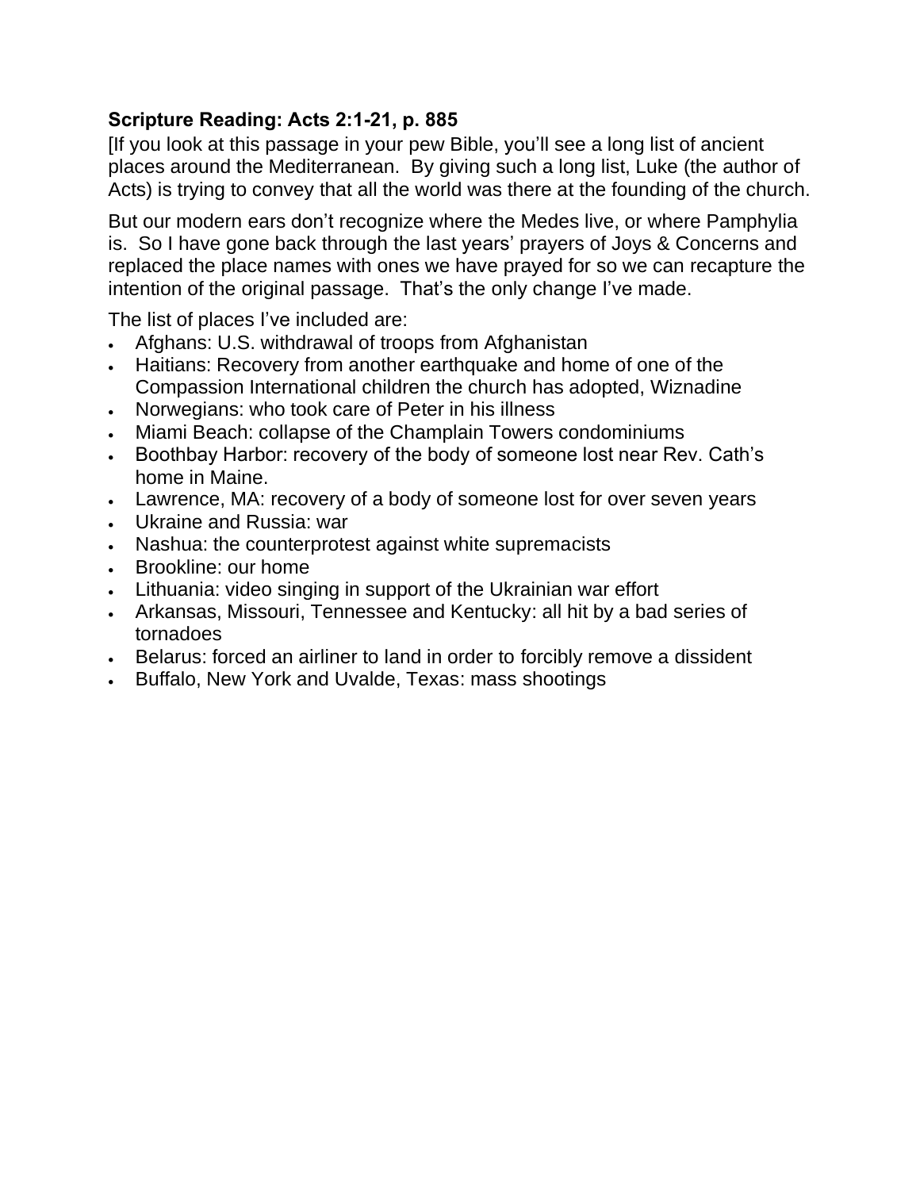**Scripture Reading: Acts 2:1-21, p. 885**

[If you look at this passage in your pew Bible, you'll see a long list of ancient places around the Mediterranean. By giving such a long list, Luke (the author of Acts) is trying to convey that all the world was there at the founding of the church.

But our modern ears don't recognize where the Medes live, or where Pamphylia is. So I have gone back through the last years' prayers of Joys & Concerns and replaced the place names with ones we have prayed for so we can recapture the intention of the original passage. That's the only change I've made.

The list of places I've included are:

- Afghans: U.S. withdrawal of troops from Afghanistan
- Haitians: Recovery from another earthquake and home of one of the Compassion International children the church has adopted, Wiznadine
- Norwegians: who took care of Peter in his illness
- Miami Beach: collapse of the Champlain Towers condominiums
- Boothbay Harbor: recovery of the body of someone lost near Rev. Cath's home in Maine.
- Lawrence, MA: recovery of a body of someone lost for over seven years
- Ukraine and Russia: war
- Nashua: the counterprotest against white supremacists
- Brookline: our home
- Lithuania: video singing in support of the Ukrainian war effort
- Arkansas, Missouri, Tennessee and Kentucky: all hit by a bad series of tornadoes
- Belarus: forced an airliner to land in order to forcibly remove a dissident
- Buffalo, New York and Uvalde, Texas: mass shootings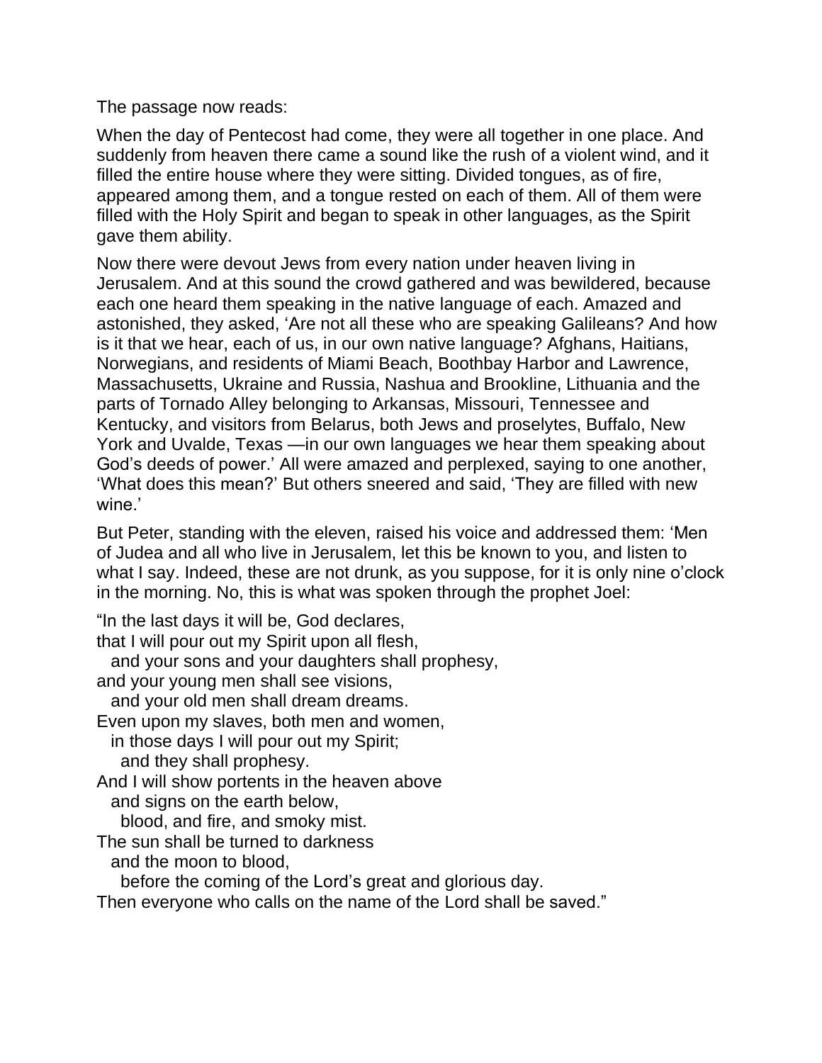The passage now reads:

When the day of Pentecost had come, they were all together in one place. And suddenly from heaven there came a sound like the rush of a violent wind, and it filled the entire house where they were sitting. Divided tongues, as of fire, appeared among them, and a tongue rested on each of them. All of them were filled with the Holy Spirit and began to speak in other languages, as the Spirit gave them ability.

Now there were devout Jews from every nation under heaven living in Jerusalem. And at this sound the crowd gathered and was bewildered, because each one heard them speaking in the native language of each. Amazed and astonished, they asked, 'Are not all these who are speaking Galileans? And how is it that we hear, each of us, in our own native language? Afghans, Haitians, Norwegians, and residents of Miami Beach, Boothbay Harbor and Lawrence, Massachusetts, Ukraine and Russia, Nashua and Brookline, Lithuania and the parts of Tornado Alley belonging to Arkansas, Missouri, Tennessee and Kentucky, and visitors from Belarus, both Jews and proselytes, Buffalo, New York and Uvalde, Texas —in our own languages we hear them speaking about God's deeds of power.' All were amazed and perplexed, saying to one another, 'What does this mean?' But others sneered and said, 'They are filled with new wine.'

But Peter, standing with the eleven, raised his voice and addressed them: 'Men of Judea and all who live in Jerusalem, let this be known to you, and listen to what I say. Indeed, these are not drunk, as you suppose, for it is only nine o'clock in the morning. No, this is what was spoken through the prophet Joel:

"In the last days it will be, God declares,  
that I will pour out my Spirit upon all flesh,  
  and your sons and your daughters shall prophesy,  
and your young men shall see visions,  
  and your old men shall dream dreams.  
Even upon my slaves, both men and women,  
  in those days I will pour out my Spirit;  
    and they shall prophesy.  
And I will show portents in the heaven above  
  and signs on the earth below,  
    blood, and fire, and smoky mist.  
The sun shall be turned to darkness  
  and the moon to blood,  
    before the coming of the Lord's great and glorious day.  
Then everyone who calls on the name of the Lord shall be saved."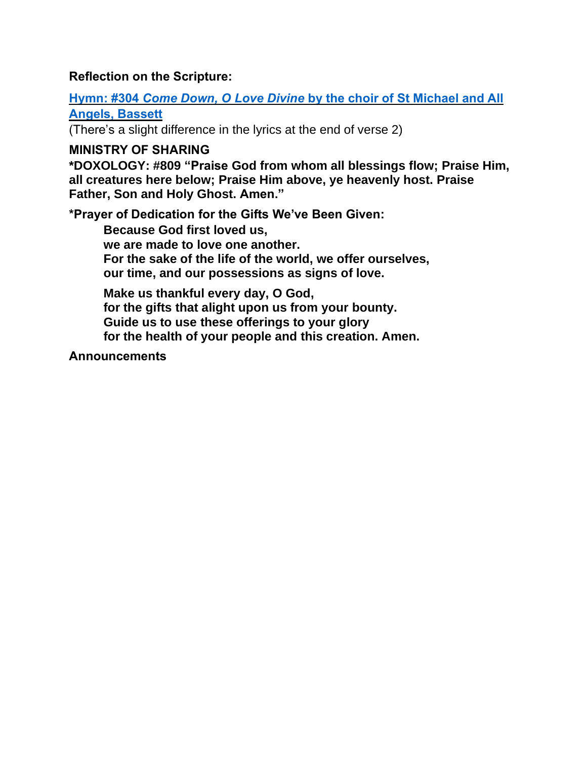**Reflection on the Scripture:**

**Hymn: #304 *Come Down, O Love Divine* by the choir of St Michael and All Angels, Bassett**
(There's a slight difference in the lyrics at the end of verse 2)

**MINISTRY OF SHARING**
***DOXOLOGY: #809 "Praise God from whom all blessings flow; Praise Him, all creatures here below; Praise Him above, ye heavenly host. Praise Father, Son and Holy Ghost. Amen."**

***Prayer of Dedication for the Gifts We've Been Given:**

> **Because God first loved us,**
> **we are made to love one another.**
> **For the sake of the life of the world, we offer ourselves,**
> **our time, and our possessions as signs of love.**
>
> **Make us thankful every day, O God,**
> **for the gifts that alight upon us from your bounty.**
> **Guide us to use these offerings to your glory**
> **for the health of your people and this creation. Amen.**

**Announcements**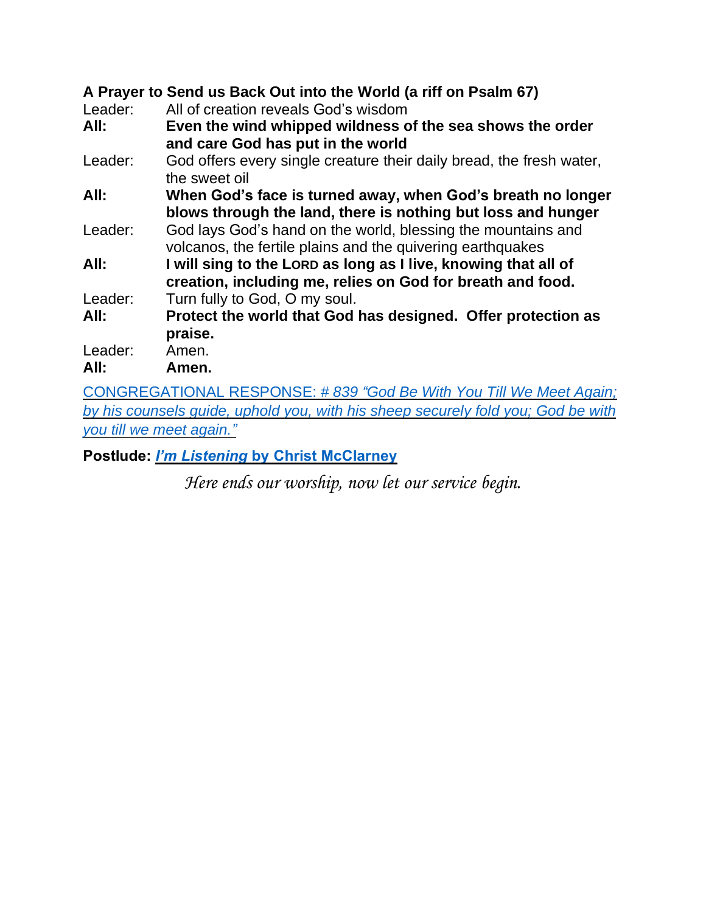**A Prayer to Send us Back Out into the World (a riff on Psalm 67)**

Leader: All of creation reveals God's wisdom

**All: Even the wind whipped wildness of the sea shows the order and care God has put in the world**

Leader: God offers every single creature their daily bread, the fresh water, the sweet oil

**All: When God's face is turned away, when God's breath no longer blows through the land, there is nothing but loss and hunger**

Leader: God lays God's hand on the world, blessing the mountains and volcanos, the fertile plains and the quivering earthquakes

**All: I will sing to the LORD as long as I live, knowing that all of creation, including me, relies on God for breath and food.**

Leader: Turn fully to God, O my soul.

**All: Protect the world that God has designed. Offer protection as praise.**

Leader: Amen.

**All: Amen.**

CONGREGATIONAL RESPONSE: # *839 "God Be With You Till We Meet Again; by his counsels guide, uphold you, with his sheep securely fold you; God be with you till we meet again."*

**Postlude: *I'm Listening* by Christ McClarney**

*Here ends our worship, now let our service begin.*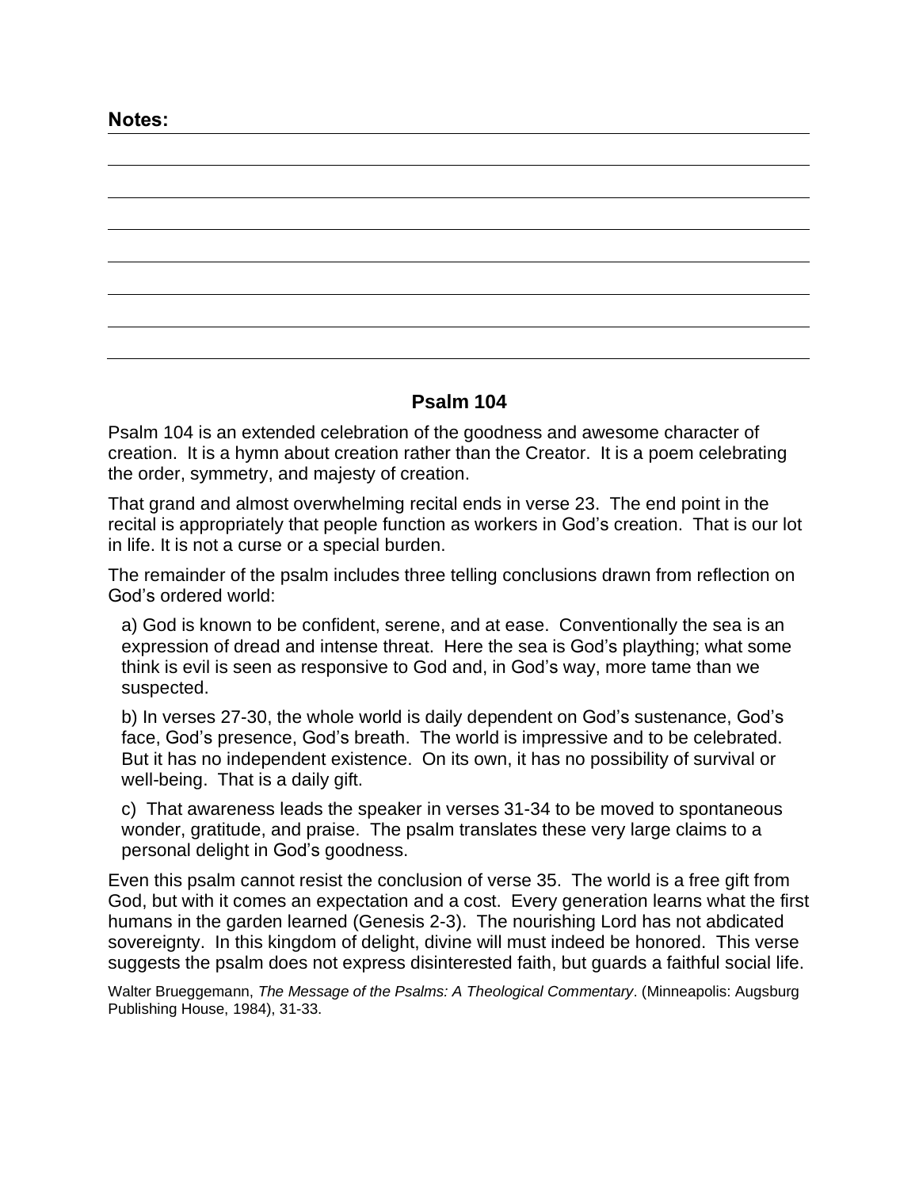**Notes:**

## Psalm 104

Psalm 104 is an extended celebration of the goodness and awesome character of creation. It is a hymn about creation rather than the Creator. It is a poem celebrating the order, symmetry, and majesty of creation.

That grand and almost overwhelming recital ends in verse 23. The end point in the recital is appropriately that people function as workers in God's creation. That is our lot in life. It is not a curse or a special burden.

The remainder of the psalm includes three telling conclusions drawn from reflection on God's ordered world:

a) God is known to be confident, serene, and at ease. Conventionally the sea is an expression of dread and intense threat. Here the sea is God's plaything; what some think is evil is seen as responsive to God and, in God's way, more tame than we suspected.

b) In verses 27-30, the whole world is daily dependent on God's sustenance, God's face, God's presence, God's breath. The world is impressive and to be celebrated. But it has no independent existence. On its own, it has no possibility of survival or well-being. That is a daily gift.

c) That awareness leads the speaker in verses 31-34 to be moved to spontaneous wonder, gratitude, and praise. The psalm translates these very large claims to a personal delight in God's goodness.

Even this psalm cannot resist the conclusion of verse 35. The world is a free gift from God, but with it comes an expectation and a cost. Every generation learns what the first humans in the garden learned (Genesis 2-3). The nourishing Lord has not abdicated sovereignty. In this kingdom of delight, divine will must indeed be honored. This verse suggests the psalm does not express disinterested faith, but guards a faithful social life.

Walter Brueggemann, *The Message of the Psalms: A Theological Commentary*. (Minneapolis: Augsburg Publishing House, 1984), 31-33.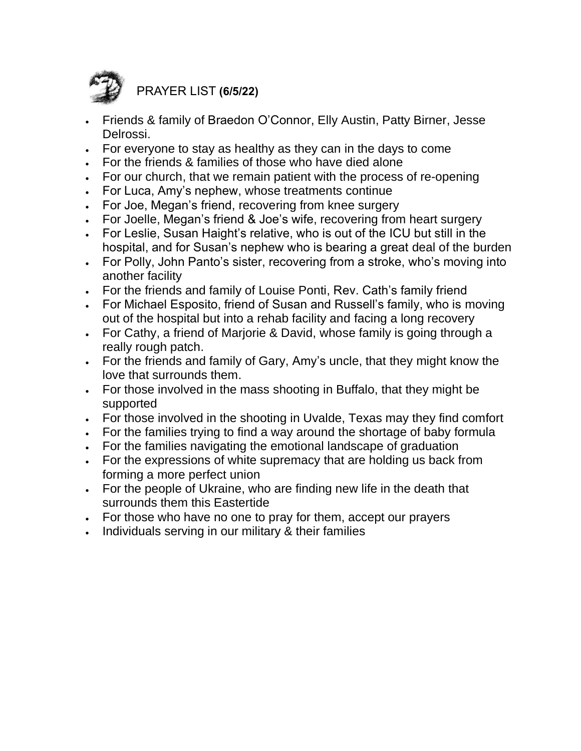## PRAYER LIST **(6/5/22)**

- Friends & family of Braedon O'Connor, Elly Austin, Patty Birner, Jesse Delrossi.
- For everyone to stay as healthy as they can in the days to come
- For the friends & families of those who have died alone
- For our church, that we remain patient with the process of re-opening
- For Luca, Amy's nephew, whose treatments continue
- For Joe, Megan's friend, recovering from knee surgery
- For Joelle, Megan's friend & Joe's wife, recovering from heart surgery
- For Leslie, Susan Haight's relative, who is out of the ICU but still in the hospital, and for Susan's nephew who is bearing a great deal of the burden
- For Polly, John Panto's sister, recovering from a stroke, who's moving into another facility
- For the friends and family of Louise Ponti, Rev. Cath's family friend
- For Michael Esposito, friend of Susan and Russell's family, who is moving out of the hospital but into a rehab facility and facing a long recovery
- For Cathy, a friend of Marjorie & David, whose family is going through a really rough patch.
- For the friends and family of Gary, Amy's uncle, that they might know the love that surrounds them.
- For those involved in the mass shooting in Buffalo, that they might be supported
- For those involved in the shooting in Uvalde, Texas may they find comfort
- For the families trying to find a way around the shortage of baby formula
- For the families navigating the emotional landscape of graduation
- For the expressions of white supremacy that are holding us back from forming a more perfect union
- For the people of Ukraine, who are finding new life in the death that surrounds them this Eastertide
- For those who have no one to pray for them, accept our prayers
- Individuals serving in our military & their families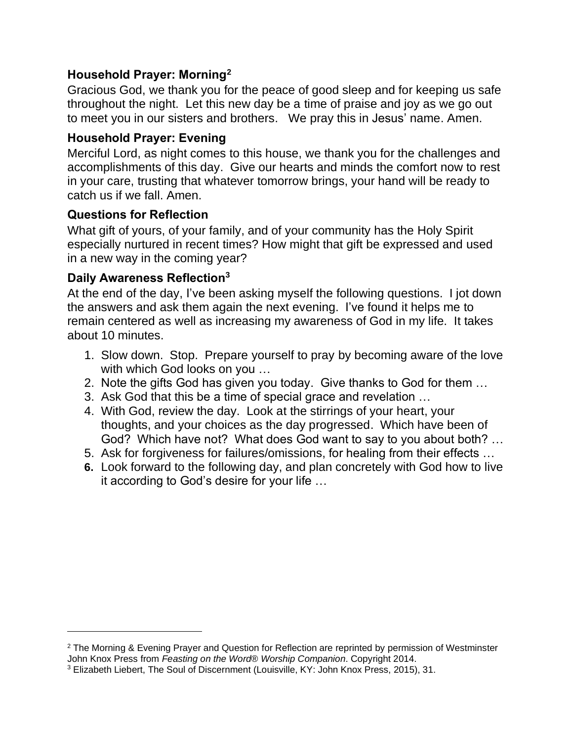### Household Prayer: Morning[2]

Gracious God, we thank you for the peace of good sleep and for keeping us safe throughout the night. Let this new day be a time of praise and joy as we go out to meet you in our sisters and brothers. We pray this in Jesus' name. Amen.

### Household Prayer: Evening

Merciful Lord, as night comes to this house, we thank you for the challenges and accomplishments of this day. Give our hearts and minds the comfort now to rest in your care, trusting that whatever tomorrow brings, your hand will be ready to catch us if we fall. Amen.

### Questions for Reflection

What gift of yours, of your family, and of your community has the Holy Spirit especially nurtured in recent times? How might that gift be expressed and used in a new way in the coming year?

### Daily Awareness Reflection[3]

At the end of the day, I've been asking myself the following questions. I jot down the answers and ask them again the next evening. I've found it helps me to remain centered as well as increasing my awareness of God in my life. It takes about 10 minutes.

1. Slow down. Stop. Prepare yourself to pray by becoming aware of the love with which God looks on you …
2. Note the gifts God has given you today. Give thanks to God for them …
3. Ask God that this be a time of special grace and revelation …
4. With God, review the day. Look at the stirrings of your heart, your thoughts, and your choices as the day progressed. Which have been of God? Which have not? What does God want to say to you about both? …
5. Ask for forgiveness for failures/omissions, for healing from their effects …
6. Look forward to the following day, and plan concretely with God how to live it according to God's desire for your life …

---

[2] The Morning & Evening Prayer and Question for Reflection are reprinted by permission of Westminster John Knox Press from *Feasting on the Word® Worship Companion*. Copyright 2014.

[3] Elizabeth Liebert, The Soul of Discernment (Louisville, KY: John Knox Press, 2015), 31.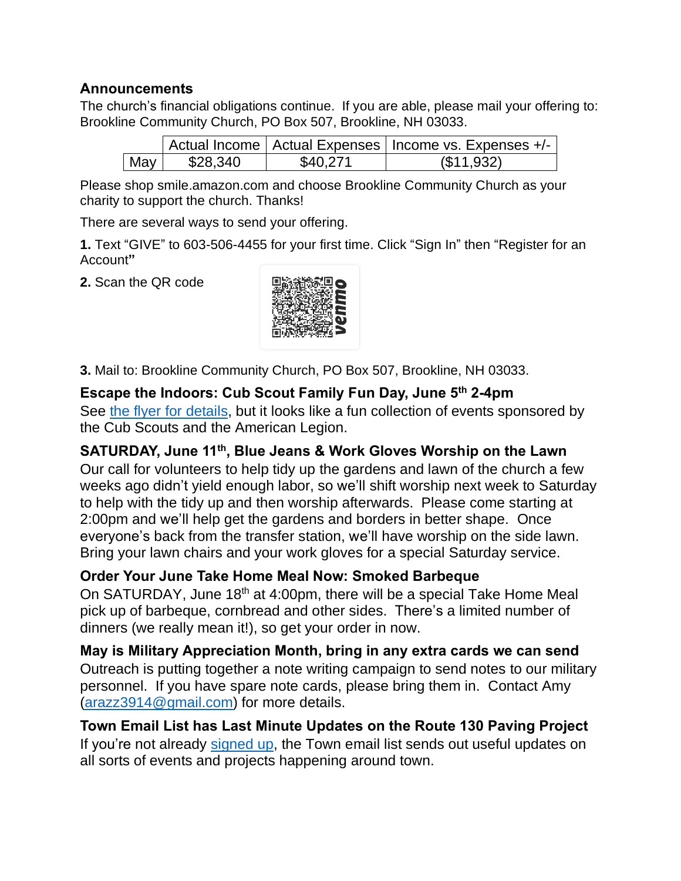## Announcements

The church's financial obligations continue. If you are able, please mail your offering to: Brookline Community Church, PO Box 507, Brookline, NH 03033.

| | Actual Income | Actual Expenses | Income vs. Expenses +/- |
|---|---|---|---|
| May | $28,340 | $40,271 | ($11,932) |

Please shop smile.amazon.com and choose Brookline Community Church as your charity to support the church. Thanks!

There are several ways to send your offering.

**1.** Text "GIVE" to 603-506-4455 for your first time. Click "Sign In" then "Register for an Account**"**

**2.** Scan the QR code

**3.** Mail to: Brookline Community Church, PO Box 507, Brookline, NH 03033.

### Escape the Indoors: Cub Scout Family Fun Day, June 5th 2-4pm

See the flyer for details, but it looks like a fun collection of events sponsored by the Cub Scouts and the American Legion.

### SATURDAY, June 11th, Blue Jeans & Work Gloves Worship on the Lawn

Our call for volunteers to help tidy up the gardens and lawn of the church a few weeks ago didn't yield enough labor, so we'll shift worship next week to Saturday to help with the tidy up and then worship afterwards. Please come starting at 2:00pm and we'll help get the gardens and borders in better shape. Once everyone's back from the transfer station, we'll have worship on the side lawn. Bring your lawn chairs and your work gloves for a special Saturday service.

### Order Your June Take Home Meal Now: Smoked Barbeque

On SATURDAY, June 18th at 4:00pm, there will be a special Take Home Meal pick up of barbeque, cornbread and other sides. There's a limited number of dinners (we really mean it!), so get your order in now.

### May is Military Appreciation Month, bring in any extra cards we can send

Outreach is putting together a note writing campaign to send notes to our military personnel. If you have spare note cards, please bring them in. Contact Amy (arazz3914@gmail.com) for more details.

### Town Email List has Last Minute Updates on the Route 130 Paving Project

If you're not already signed up, the Town email list sends out useful updates on all sorts of events and projects happening around town.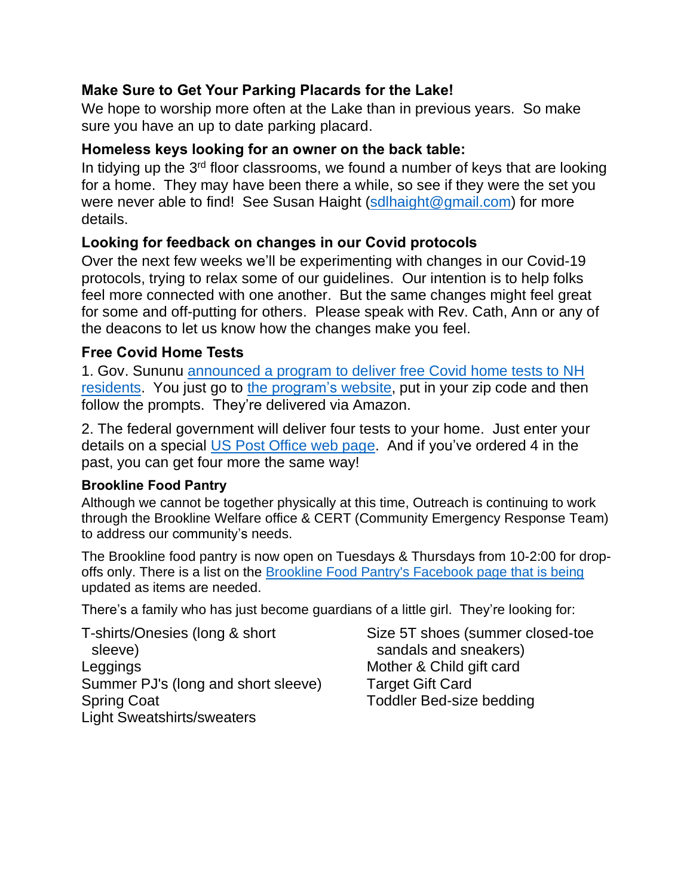**Make Sure to Get Your Parking Placards for the Lake!**

We hope to worship more often at the Lake than in previous years. So make sure you have an up to date parking placard.

**Homeless keys looking for an owner on the back table:**

In tidying up the 3rd floor classrooms, we found a number of keys that are looking for a home. They may have been there a while, so see if they were the set you were never able to find! See Susan Haight (sdlhaight@gmail.com) for more details.

**Looking for feedback on changes in our Covid protocols**

Over the next few weeks we'll be experimenting with changes in our Covid-19 protocols, trying to relax some of our guidelines. Our intention is to help folks feel more connected with one another. But the same changes might feel great for some and off-putting for others. Please speak with Rev. Cath, Ann or any of the deacons to let us know how the changes make you feel.

**Free Covid Home Tests**

1. Gov. Sununu announced a program to deliver free Covid home tests to NH residents. You just go to the program's website, put in your zip code and then follow the prompts. They're delivered via Amazon.

2. The federal government will deliver four tests to your home. Just enter your details on a special US Post Office web page. And if you've ordered 4 in the past, you can get four more the same way!

**Brookline Food Pantry**

Although we cannot be together physically at this time, Outreach is continuing to work through the Brookline Welfare office & CERT (Community Emergency Response Team) to address our community's needs.

The Brookline food pantry is now open on Tuesdays & Thursdays from 10-2:00 for drop-offs only. There is a list on the Brookline Food Pantry's Facebook page that is being updated as items are needed.

There's a family who has just become guardians of a little girl. They're looking for:

- T-shirts/Onesies (long & short sleeve)
- Leggings
- Summer PJ's (long and short sleeve)
- Spring Coat
- Light Sweatshirts/sweaters
- Size 5T shoes (summer closed-toe sandals and sneakers)
- Mother & Child gift card
- Target Gift Card
- Toddler Bed-size bedding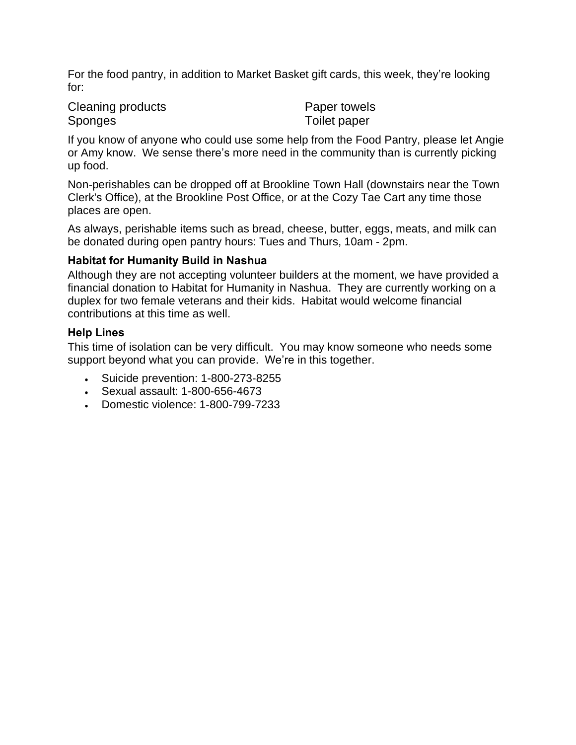For the food pantry, in addition to Market Basket gift cards, this week, they're looking for:

Cleaning products

Sponges

Paper towels

Toilet paper

If you know of anyone who could use some help from the Food Pantry, please let Angie or Amy know. We sense there's more need in the community than is currently picking up food.

Non-perishables can be dropped off at Brookline Town Hall (downstairs near the Town Clerk's Office), at the Brookline Post Office, or at the Cozy Tae Cart any time those places are open.

As always, perishable items such as bread, cheese, butter, eggs, meats, and milk can be donated during open pantry hours: Tues and Thurs, 10am - 2pm.

### Habitat for Humanity Build in Nashua

Although they are not accepting volunteer builders at the moment, we have provided a financial donation to Habitat for Humanity in Nashua. They are currently working on a duplex for two female veterans and their kids. Habitat would welcome financial contributions at this time as well.

### Help Lines

This time of isolation can be very difficult. You may know someone who needs some support beyond what you can provide. We're in this together.

- Suicide prevention: 1-800-273-8255
- Sexual assault: 1-800-656-4673
- Domestic violence: 1-800-799-7233